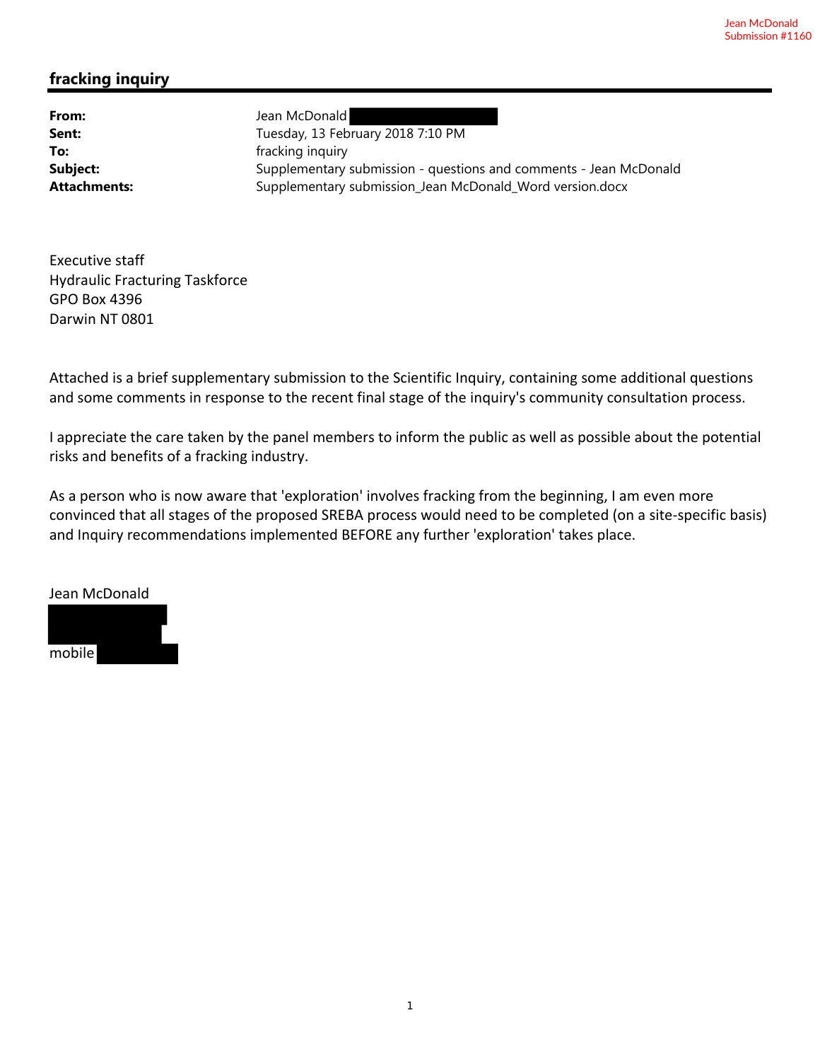Jean McDonald
Submission #1160

## fracking inquiry

| | |
|---|---|
| **From:** | Jean McDonald |
| **Sent:** | Tuesday, 13 February 2018 7:10 PM |
| **To:** | fracking inquiry |
| **Subject:** | Supplementary submission - questions and comments - Jean McDonald |
| **Attachments:** | Supplementary submission_Jean McDonald_Word version.docx |

Executive staff
Hydraulic Fracturing Taskforce
GPO Box 4396
Darwin NT 0801

Attached is a brief supplementary submission to the Scientific Inquiry, containing some additional questions and some comments in response to the recent final stage of the inquiry's community consultation process.

I appreciate the care taken by the panel members to inform the public as well as possible about the potential risks and benefits of a fracking industry.

As a person who is now aware that 'exploration' involves fracking from the beginning, I am even more convinced that all stages of the proposed SREBA process would need to be completed (on a site-specific basis) and Inquiry recommendations implemented BEFORE any further 'exploration' takes place.

Jean McDonald

mobile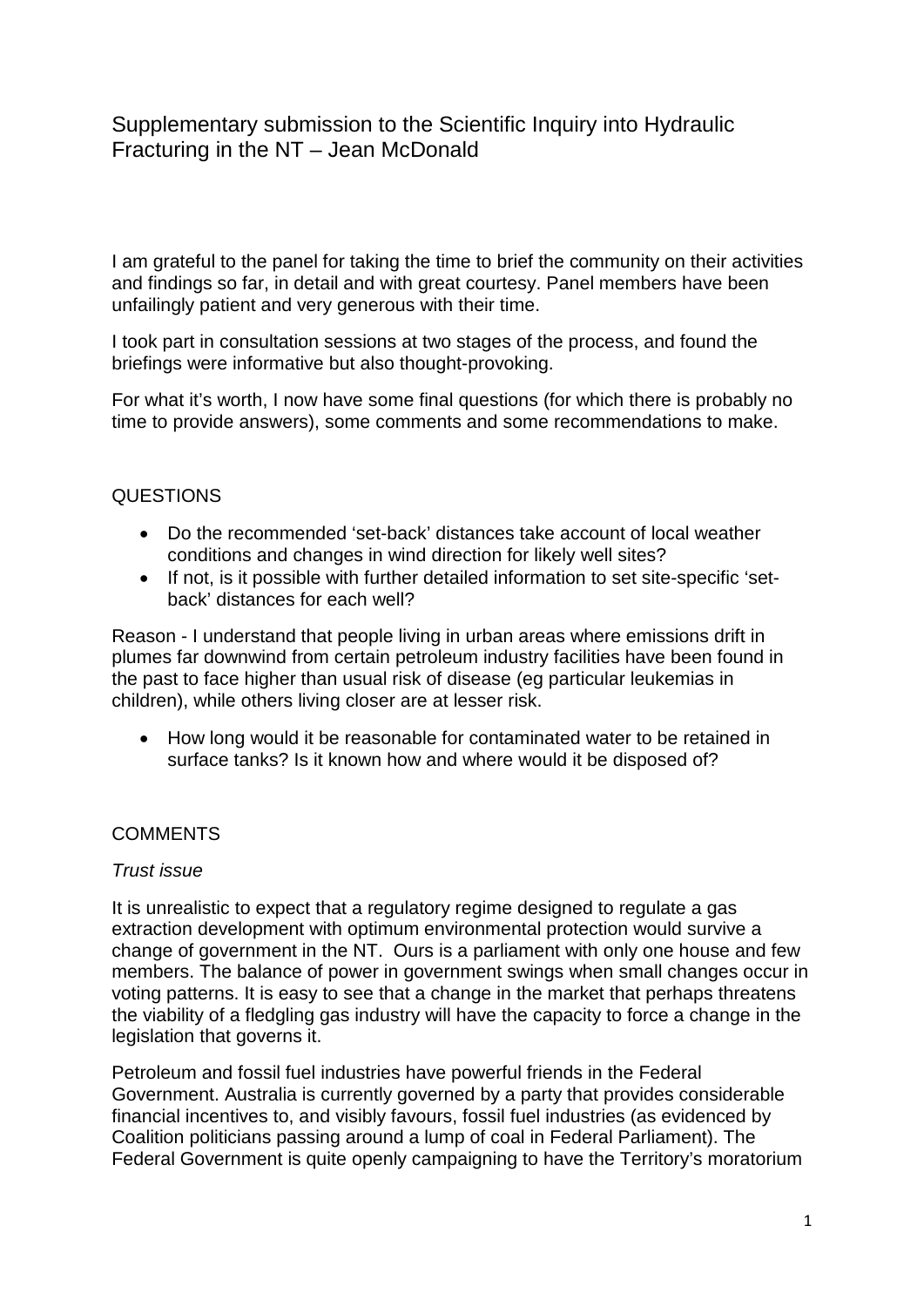Supplementary submission to the Scientific Inquiry into Hydraulic Fracturing in the NT – Jean McDonald

I am grateful to the panel for taking the time to brief the community on their activities and findings so far, in detail and with great courtesy. Panel members have been unfailingly patient and very generous with their time.

I took part in consultation sessions at two stages of the process, and found the briefings were informative but also thought-provoking.

For what it's worth, I now have some final questions (for which there is probably no time to provide answers), some comments and some recommendations to make.

## QUESTIONS

- Do the recommended 'set-back' distances take account of local weather conditions and changes in wind direction for likely well sites?
- If not, is it possible with further detailed information to set site-specific 'set-back' distances for each well?

Reason - I understand that people living in urban areas where emissions drift in plumes far downwind from certain petroleum industry facilities have been found in the past to face higher than usual risk of disease (eg particular leukemias in children), while others living closer are at lesser risk.

- How long would it be reasonable for contaminated water to be retained in surface tanks? Is it known how and where would it be disposed of?

## COMMENTS

*Trust issue*

It is unrealistic to expect that a regulatory regime designed to regulate a gas extraction development with optimum environmental protection would survive a change of government in the NT. Ours is a parliament with only one house and few members. The balance of power in government swings when small changes occur in voting patterns. It is easy to see that a change in the market that perhaps threatens the viability of a fledgling gas industry will have the capacity to force a change in the legislation that governs it.

Petroleum and fossil fuel industries have powerful friends in the Federal Government. Australia is currently governed by a party that provides considerable financial incentives to, and visibly favours, fossil fuel industries (as evidenced by Coalition politicians passing around a lump of coal in Federal Parliament). The Federal Government is quite openly campaigning to have the Territory's moratorium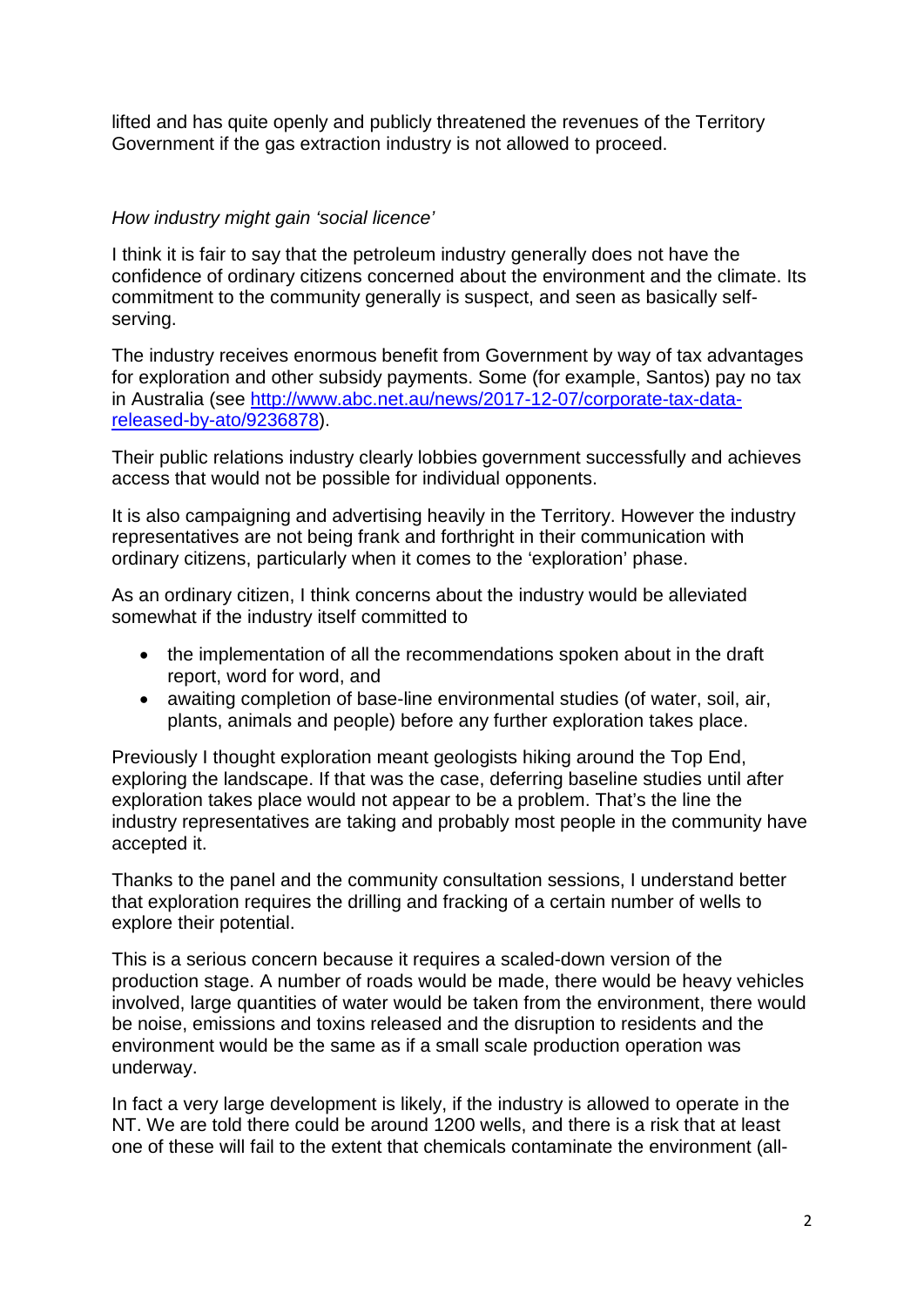lifted and has quite openly and publicly threatened the revenues of the Territory Government if the gas extraction industry is not allowed to proceed.

*How industry might gain 'social licence'*

I think it is fair to say that the petroleum industry generally does not have the confidence of ordinary citizens concerned about the environment and the climate. Its commitment to the community generally is suspect, and seen as basically self-serving.

The industry receives enormous benefit from Government by way of tax advantages for exploration and other subsidy payments. Some (for example, Santos) pay no tax in Australia (see [http://www.abc.net.au/news/2017-12-07/corporate-tax-data-released-by-ato/9236878](http://www.abc.net.au/news/2017-12-07/corporate-tax-data-released-by-ato/9236878)).

Their public relations industry clearly lobbies government successfully and achieves access that would not be possible for individual opponents.

It is also campaigning and advertising heavily in the Territory. However the industry representatives are not being frank and forthright in their communication with ordinary citizens, particularly when it comes to the 'exploration' phase.

As an ordinary citizen, I think concerns about the industry would be alleviated somewhat if the industry itself committed to

- the implementation of all the recommendations spoken about in the draft report, word for word, and
- awaiting completion of base-line environmental studies (of water, soil, air, plants, animals and people) before any further exploration takes place.

Previously I thought exploration meant geologists hiking around the Top End, exploring the landscape. If that was the case, deferring baseline studies until after exploration takes place would not appear to be a problem. That's the line the industry representatives are taking and probably most people in the community have accepted it.

Thanks to the panel and the community consultation sessions, I understand better that exploration requires the drilling and fracking of a certain number of wells to explore their potential.

This is a serious concern because it requires a scaled-down version of the production stage. A number of roads would be made, there would be heavy vehicles involved, large quantities of water would be taken from the environment, there would be noise, emissions and toxins released and the disruption to residents and the environment would be the same as if a small scale production operation was underway.

In fact a very large development is likely, if the industry is allowed to operate in the NT. We are told there could be around 1200 wells, and there is a risk that at least one of these will fail to the extent that chemicals contaminate the environment (all-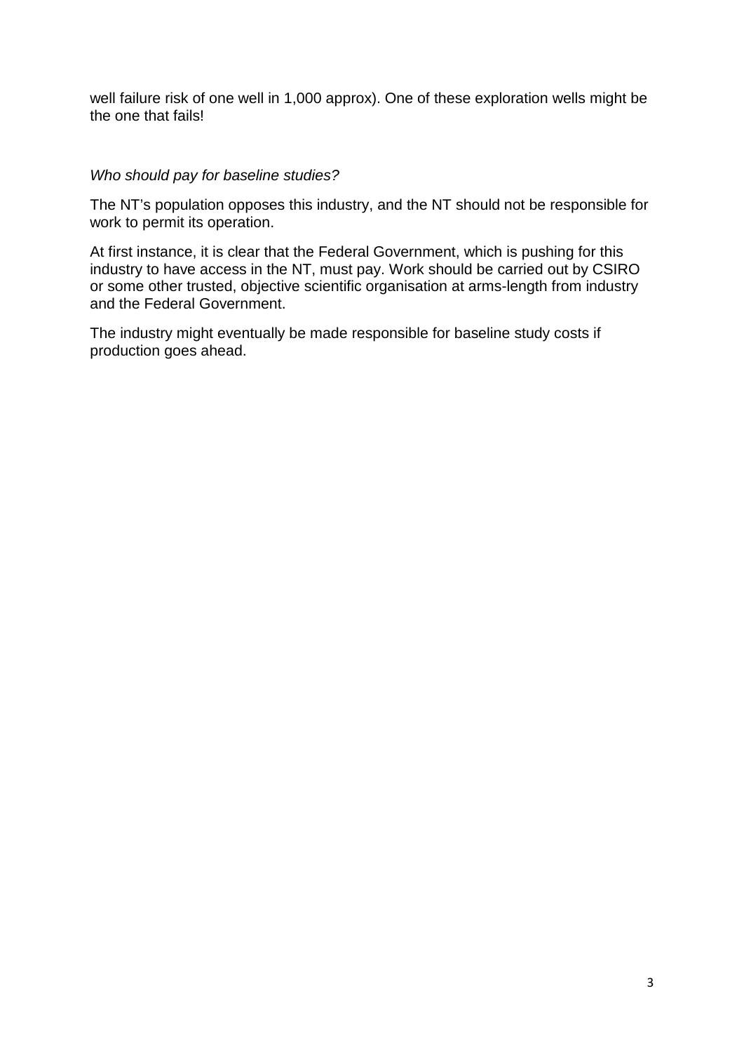well failure risk of one well in 1,000 approx). One of these exploration wells might be the one that fails!

*Who should pay for baseline studies?*

The NT's population opposes this industry, and the NT should not be responsible for work to permit its operation.

At first instance, it is clear that the Federal Government, which is pushing for this industry to have access in the NT, must pay. Work should be carried out by CSIRO or some other trusted, objective scientific organisation at arms-length from industry and the Federal Government.

The industry might eventually be made responsible for baseline study costs if production goes ahead.